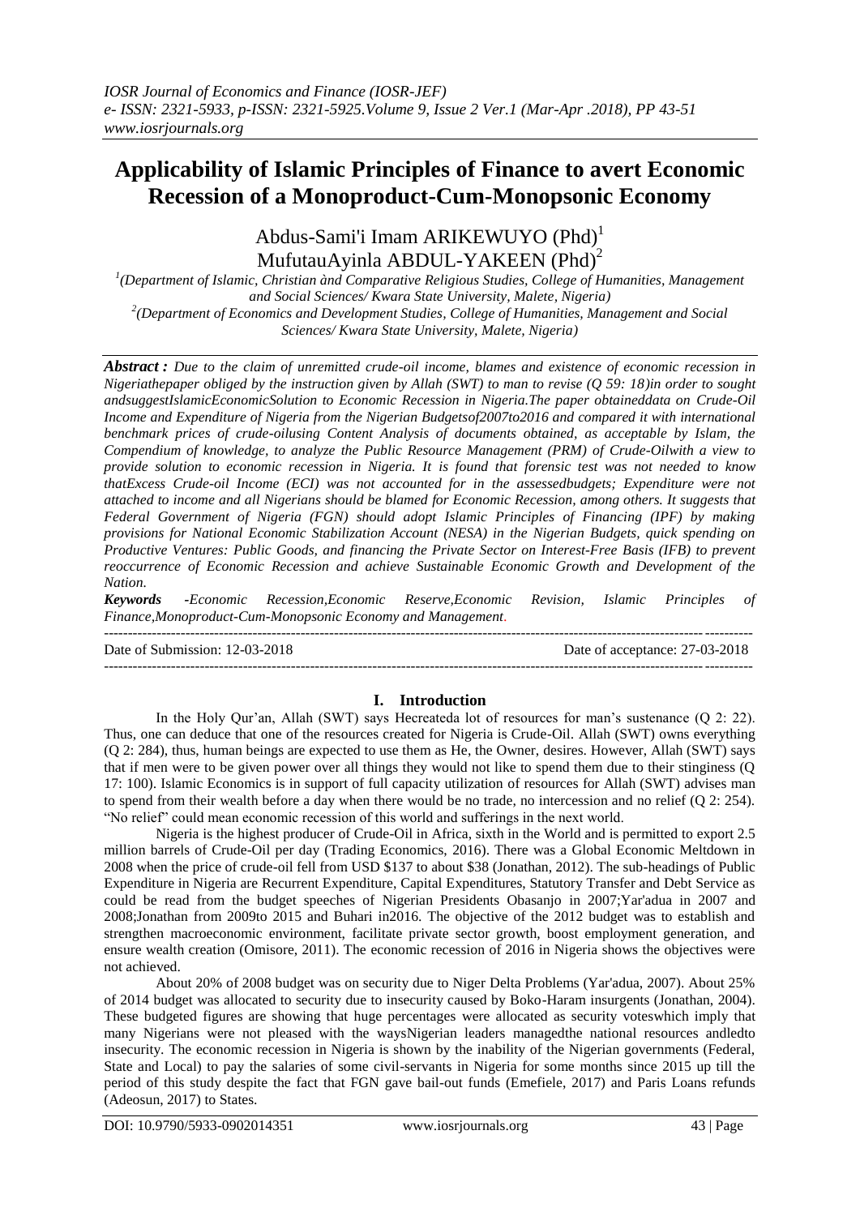# Applicability of Islamic Principles of Finance to avert Economic Recession of a Monoproduct-Cum-Monopsonic Economy

Abdus-Sami'i Imam ARIKEWUYO (Phd)[1]
MufutauAyinla ABDUL-YAKEEN (Phd)[2]

[1](Department of Islamic, Christian ànd Comparative Religious Studies, College of Humanities, Management and Social Sciences/ Kwara State University, Malete, Nigeria)
[2](Department of Economics and Development Studies, College of Humanities, Management and Social Sciences/ Kwara State University, Malete, Nigeria)

***Abstract :*** *Due to the claim of unremitted crude-oil income, blames and existence of economic recession in Nigeriathepaper obliged by the instruction given by Allah (SWT) to man to revise (Q 59: 18)in order to sought andsuggestIslamicEconomicSolution to Economic Recession in Nigeria.The paper obtaineddata on Crude-Oil Income and Expenditure of Nigeria from the Nigerian Budgetsof2007to2016 and compared it with international benchmark prices of crude-oilusing Content Analysis of documents obtained, as acceptable by Islam, the Compendium of knowledge, to analyze the Public Resource Management (PRM) of Crude-Oilwith a view to provide solution to economic recession in Nigeria. It is found that forensic test was not needed to know thatExcess Crude-oil Income (ECI) was not accounted for in the assessedbudgets; Expenditure were not attached to income and all Nigerians should be blamed for Economic Recession, among others. It suggests that Federal Government of Nigeria (FGN) should adopt Islamic Principles of Financing (IPF) by making provisions for National Economic Stabilization Account (NESA) in the Nigerian Budgets, quick spending on Productive Ventures: Public Goods, and financing the Private Sector on Interest-Free Basis (IFB) to prevent reoccurrence of Economic Recession and achieve Sustainable Economic Growth and Development of the Nation.*

***Keywords*** *-Economic Recession,Economic Reserve,Economic Revision, Islamic Principles of Finance,Monoproduct-Cum-Monopsonic Economy and Management.*

---

Date of Submission: 12-03-2018 Date of acceptance: 27-03-2018

---

## I. Introduction

In the Holy Qur'an, Allah (SWT) says Hecreateda lot of resources for man's sustenance (Q 2: 22). Thus, one can deduce that one of the resources created for Nigeria is Crude-Oil. Allah (SWT) owns everything (Q 2: 284), thus, human beings are expected to use them as He, the Owner, desires. However, Allah (SWT) says that if men were to be given power over all things they would not like to spend them due to their stinginess (Q 17: 100). Islamic Economics is in support of full capacity utilization of resources for Allah (SWT) advises man to spend from their wealth before a day when there would be no trade, no intercession and no relief (Q 2: 254). "No relief" could mean economic recession of this world and sufferings in the next world.

Nigeria is the highest producer of Crude-Oil in Africa, sixth in the World and is permitted to export 2.5 million barrels of Crude-Oil per day (Trading Economics, 2016). There was a Global Economic Meltdown in 2008 when the price of crude-oil fell from USD $137 to about $38 (Jonathan, 2012). The sub-headings of Public Expenditure in Nigeria are Recurrent Expenditure, Capital Expenditures, Statutory Transfer and Debt Service as could be read from the budget speeches of Nigerian Presidents Obasanjo in 2007;Yar'adua in 2007 and 2008;Jonathan from 2009to 2015 and Buhari in2016. The objective of the 2012 budget was to establish and strengthen macroeconomic environment, facilitate private sector growth, boost employment generation, and ensure wealth creation (Omisore, 2011). The economic recession of 2016 in Nigeria shows the objectives were not achieved.

About 20% of 2008 budget was on security due to Niger Delta Problems (Yar'adua, 2007). About 25% of 2014 budget was allocated to security due to insecurity caused by Boko-Haram insurgents (Jonathan, 2004). These budgeted figures are showing that huge percentages were allocated as security voteswhich imply that many Nigerians were not pleased with the waysNigerian leaders managedthe national resources andledto insecurity. The economic recession in Nigeria is shown by the inability of the Nigerian governments (Federal, State and Local) to pay the salaries of some civil-servants in Nigeria for some months since 2015 up till the period of this study despite the fact that FGN gave bail-out funds (Emefiele, 2017) and Paris Loans refunds (Adeosun, 2017) to States.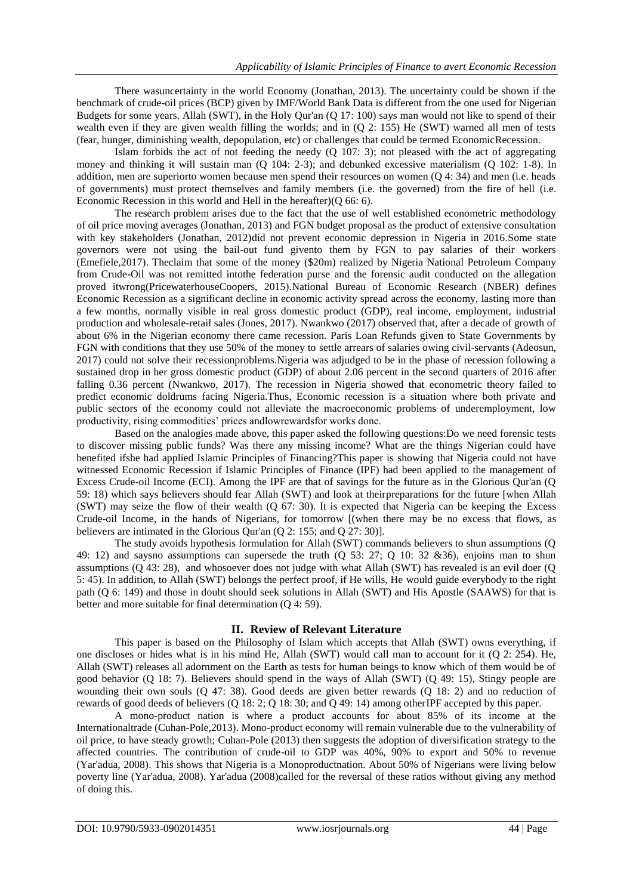There wasuncertainty in the world Economy (Jonathan, 2013). The uncertainty could be shown if the benchmark of crude-oil prices (BCP) given by IMF/World Bank Data is different from the one used for Nigerian Budgets for some years. Allah (SWT), in the Holy Qur'an (Q 17: 100) says man would not like to spend of their wealth even if they are given wealth filling the worlds; and in (Q 2: 155) He (SWT) warned all men of tests (fear, hunger, diminishing wealth, depopulation, etc) or challenges that could be termed EconomicRecession.

Islam forbids the act of not feeding the needy (Q 107: 3); not pleased with the act of aggregating money and thinking it will sustain man (Q 104: 2-3); and debunked excessive materialism (Q 102: 1-8). In addition, men are superiorto women because men spend their resources on women (Q 4: 34) and men (i.e. heads of governments) must protect themselves and family members (i.e. the governed) from the fire of hell (i.e. Economic Recession in this world and Hell in the hereafter)(Q 66: 6).

The research problem arises due to the fact that the use of well established econometric methodology of oil price moving averages (Jonathan, 2013) and FGN budget proposal as the product of extensive consultation with key stakeholders (Jonathan, 2012)did not prevent economic depression in Nigeria in 2016.Some state governors were not using the bail-out fund givento them by FGN to pay salaries of their workers (Emefiele,2017). Theclaim that some of the money ($20m) realized by Nigeria National Petroleum Company from Crude-Oil was not remitted intothe federation purse and the forensic audit conducted on the allegation proved itwrong(PricewaterhouseCoopers, 2015).National Bureau of Economic Research (NBER) defines Economic Recession as a significant decline in economic activity spread across the economy, lasting more than a few months, normally visible in real gross domestic product (GDP), real income, employment, industrial production and wholesale-retail sales (Jones, 2017). Nwankwo (2017) observed that, after a decade of growth of about 6% in the Nigerian economy there came recession. Paris Loan Refunds given to State Governments by FGN with conditions that they use 50% of the money to settle arrears of salaries owing civil-servants (Adeosun, 2017) could not solve their recessionproblems.Nigeria was adjudged to be in the phase of recession following a sustained drop in her gross domestic product (GDP) of about 2.06 percent in the second quarters of 2016 after falling 0.36 percent (Nwankwo, 2017). The recession in Nigeria showed that econometric theory failed to predict economic doldrums facing Nigeria.Thus, Economic recession is a situation where both private and public sectors of the economy could not alleviate the macroeconomic problems of underemployment, low productivity, rising commodities' prices andlowrewardsfor works done.

Based on the analogies made above, this paper asked the following questions:Do we need forensic tests to discover missing public funds? Was there any missing income? What are the things Nigerian could have benefited ifshe had applied Islamic Principles of Financing?This paper is showing that Nigeria could not have witnessed Economic Recession if Islamic Principles of Finance (IPF) had been applied to the management of Excess Crude-oil Income (ECI). Among the IPF are that of savings for the future as in the Glorious Qur'an (Q 59: 18) which says believers should fear Allah (SWT) and look at theirpreparations for the future [when Allah (SWT) may seize the flow of their wealth (Q 67: 30). It is expected that Nigeria can be keeping the Excess Crude-oil Income, in the hands of Nigerians, for tomorrow [(when there may be no excess that flows, as believers are intimated in the Glorious Qur'an (Q 2: 155; and Q 27: 30)].

The study avoids hypothesis formulation for Allah (SWT) commands believers to shun assumptions (Q 49: 12) and saysno assumptions can supersede the truth (Q 53: 27; Q 10: 32 &36), enjoins man to shun assumptions (Q 43: 28), and whosoever does not judge with what Allah (SWT) has revealed is an evil doer (Q 5: 45). In addition, to Allah (SWT) belongs the perfect proof, if He wills, He would guide everybody to the right path (Q 6: 149) and those in doubt should seek solutions in Allah (SWT) and His Apostle (SAAWS) for that is better and more suitable for final determination (Q 4: 59).

## II. Review of Relevant Literature

This paper is based on the Philosophy of Islam which accepts that Allah (SWT) owns everything, if one discloses or hides what is in his mind He, Allah (SWT) would call man to account for it (Q 2: 254). He, Allah (SWT) releases all adornment on the Earth as tests for human beings to know which of them would be of good behavior (Q 18: 7). Believers should spend in the ways of Allah (SWT) (Q 49: 15), Stingy people are wounding their own souls (Q 47: 38). Good deeds are given better rewards (Q 18: 2) and no reduction of rewards of good deeds of believers (Q 18: 2; Q 18: 30; and Q 49: 14) among otherIPF accepted by this paper.

A mono-product nation is where a product accounts for about 85% of its income at the Internationaltrade (Cuhan-Pole,2013). Mono-product economy will remain vulnerable due to the vulnerability of oil price, to have steady growth; Cuhan-Pole (2013) then suggests the adoption of diversification strategy to the affected countries. The contribution of crude-oil to GDP was 40%, 90% to export and 50% to revenue (Yar'adua, 2008). This shows that Nigeria is a Monoproductnation. About 50% of Nigerians were living below poverty line (Yar'adua, 2008). Yar'adua (2008)called for the reversal of these ratios without giving any method of doing this.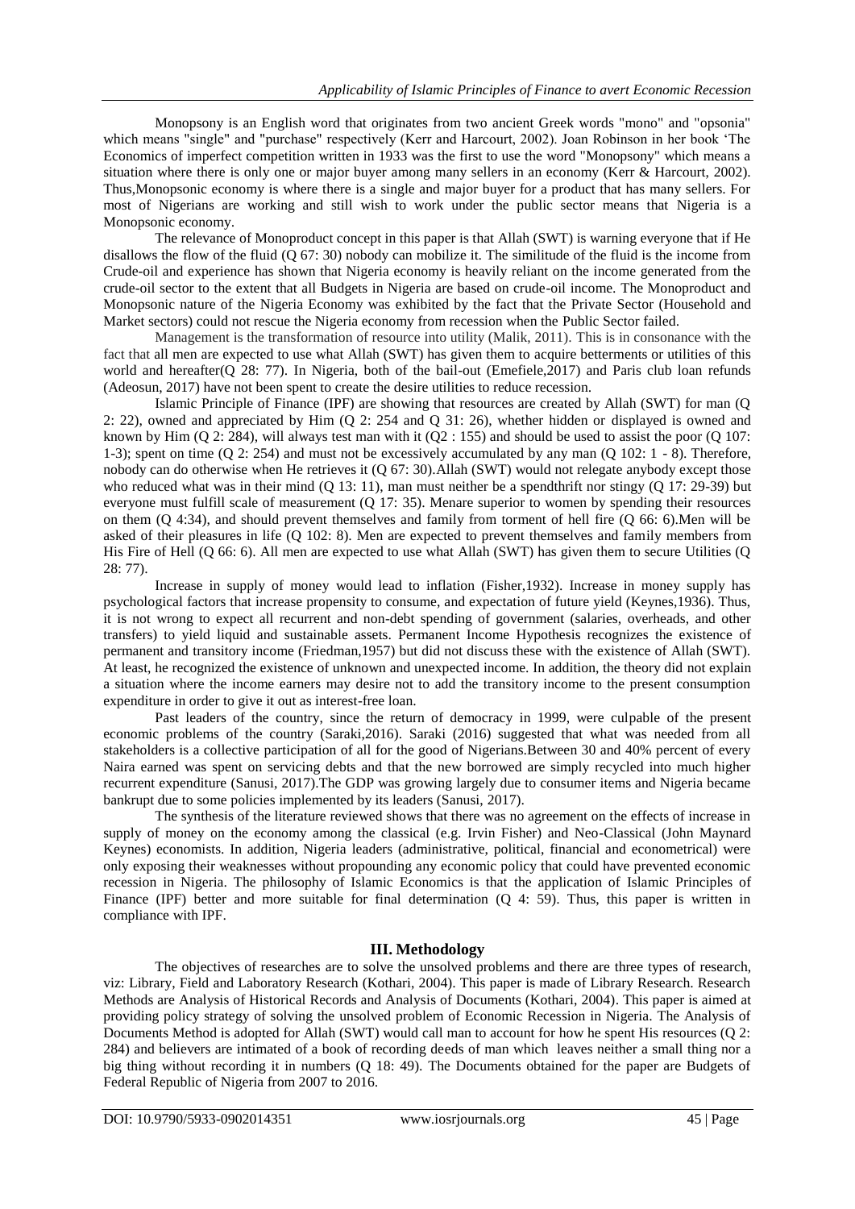Monopsony is an English word that originates from two ancient Greek words "mono" and "opsonia" which means "single" and "purchase" respectively (Kerr and Harcourt, 2002). Joan Robinson in her book 'The Economics of imperfect competition written in 1933 was the first to use the word "Monopsony" which means a situation where there is only one or major buyer among many sellers in an economy (Kerr & Harcourt, 2002). Thus,Monopsonic economy is where there is a single and major buyer for a product that has many sellers. For most of Nigerians are working and still wish to work under the public sector means that Nigeria is a Monopsonic economy.

The relevance of Monoproduct concept in this paper is that Allah (SWT) is warning everyone that if He disallows the flow of the fluid (Q 67: 30) nobody can mobilize it. The similitude of the fluid is the income from Crude-oil and experience has shown that Nigeria economy is heavily reliant on the income generated from the crude-oil sector to the extent that all Budgets in Nigeria are based on crude-oil income. The Monoproduct and Monopsonic nature of the Nigeria Economy was exhibited by the fact that the Private Sector (Household and Market sectors) could not rescue the Nigeria economy from recession when the Public Sector failed.

Management is the transformation of resource into utility (Malik, 2011). This is in consonance with the fact that all men are expected to use what Allah (SWT) has given them to acquire betterments or utilities of this world and hereafter(Q 28: 77). In Nigeria, both of the bail-out (Emefiele,2017) and Paris club loan refunds (Adeosun, 2017) have not been spent to create the desire utilities to reduce recession.

Islamic Principle of Finance (IPF) are showing that resources are created by Allah (SWT) for man (Q 2: 22), owned and appreciated by Him (Q 2: 254 and Q 31: 26), whether hidden or displayed is owned and known by Him (Q 2: 284), will always test man with it (Q2 : 155) and should be used to assist the poor (Q 107: 1-3); spent on time (Q 2: 254) and must not be excessively accumulated by any man (Q 102: 1 - 8). Therefore, nobody can do otherwise when He retrieves it (Q 67: 30).Allah (SWT) would not relegate anybody except those who reduced what was in their mind (Q 13: 11), man must neither be a spendthrift nor stingy (Q 17: 29-39) but everyone must fulfill scale of measurement (Q 17: 35). Menare superior to women by spending their resources on them (Q 4:34), and should prevent themselves and family from torment of hell fire (Q 66: 6).Men will be asked of their pleasures in life (Q 102: 8). Men are expected to prevent themselves and family members from His Fire of Hell (Q 66: 6). All men are expected to use what Allah (SWT) has given them to secure Utilities (Q 28: 77).

Increase in supply of money would lead to inflation (Fisher,1932). Increase in money supply has psychological factors that increase propensity to consume, and expectation of future yield (Keynes,1936). Thus, it is not wrong to expect all recurrent and non-debt spending of government (salaries, overheads, and other transfers) to yield liquid and sustainable assets. Permanent Income Hypothesis recognizes the existence of permanent and transitory income (Friedman,1957) but did not discuss these with the existence of Allah (SWT). At least, he recognized the existence of unknown and unexpected income. In addition, the theory did not explain a situation where the income earners may desire not to add the transitory income to the present consumption expenditure in order to give it out as interest-free loan.

Past leaders of the country, since the return of democracy in 1999, were culpable of the present economic problems of the country (Saraki,2016). Saraki (2016) suggested that what was needed from all stakeholders is a collective participation of all for the good of Nigerians.Between 30 and 40% percent of every Naira earned was spent on servicing debts and that the new borrowed are simply recycled into much higher recurrent expenditure (Sanusi, 2017).The GDP was growing largely due to consumer items and Nigeria became bankrupt due to some policies implemented by its leaders (Sanusi, 2017).

The synthesis of the literature reviewed shows that there was no agreement on the effects of increase in supply of money on the economy among the classical (e.g. Irvin Fisher) and Neo-Classical (John Maynard Keynes) economists. In addition, Nigeria leaders (administrative, political, financial and econometrical) were only exposing their weaknesses without propounding any economic policy that could have prevented economic recession in Nigeria. The philosophy of Islamic Economics is that the application of Islamic Principles of Finance (IPF) better and more suitable for final determination (Q 4: 59). Thus, this paper is written in compliance with IPF.

## III. Methodology

The objectives of researches are to solve the unsolved problems and there are three types of research, viz: Library, Field and Laboratory Research (Kothari, 2004). This paper is made of Library Research. Research Methods are Analysis of Historical Records and Analysis of Documents (Kothari, 2004). This paper is aimed at providing policy strategy of solving the unsolved problem of Economic Recession in Nigeria. The Analysis of Documents Method is adopted for Allah (SWT) would call man to account for how he spent His resources (Q 2: 284) and believers are intimated of a book of recording deeds of man which leaves neither a small thing nor a big thing without recording it in numbers (Q 18: 49). The Documents obtained for the paper are Budgets of Federal Republic of Nigeria from 2007 to 2016.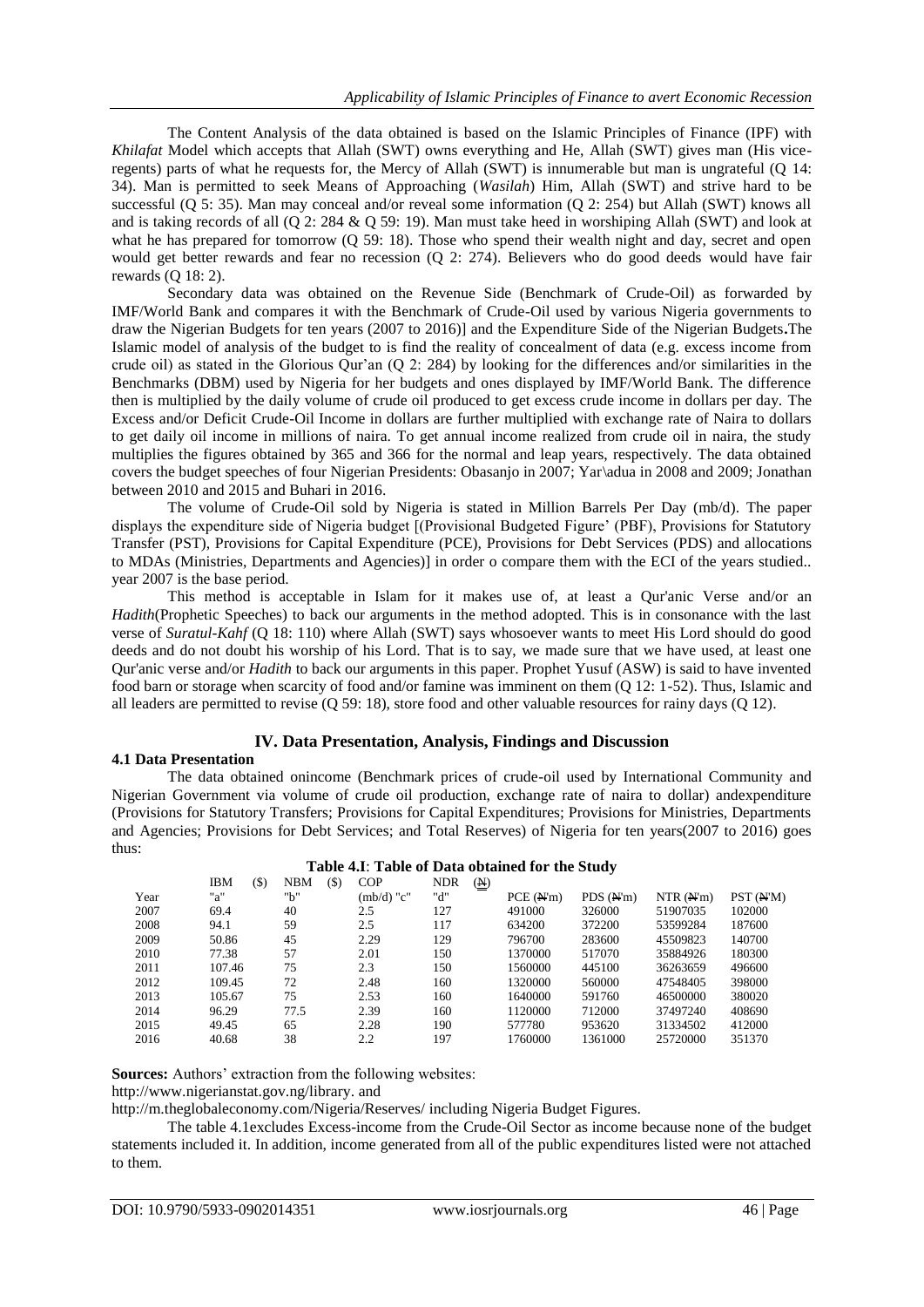The Content Analysis of the data obtained is based on the Islamic Principles of Finance (IPF) with *Khilafat* Model which accepts that Allah (SWT) owns everything and He, Allah (SWT) gives man (His vice-regents) parts of what he requests for, the Mercy of Allah (SWT) is innumerable but man is ungrateful (Q 14: 34). Man is permitted to seek Means of Approaching (*Wasilah*) Him, Allah (SWT) and strive hard to be successful (Q 5: 35). Man may conceal and/or reveal some information (Q 2: 254) but Allah (SWT) knows all and is taking records of all (Q 2: 284 & Q 59: 19). Man must take heed in worshiping Allah (SWT) and look at what he has prepared for tomorrow (Q 59: 18). Those who spend their wealth night and day, secret and open would get better rewards and fear no recession (Q 2: 274). Believers who do good deeds would have fair rewards (Q 18: 2).

Secondary data was obtained on the Revenue Side (Benchmark of Crude-Oil) as forwarded by IMF/World Bank and compares it with the Benchmark of Crude-Oil used by various Nigeria governments to draw the Nigerian Budgets for ten years (2007 to 2016)] and the Expenditure Side of the Nigerian Budgets**.**The Islamic model of analysis of the budget to is find the reality of concealment of data (e.g. excess income from crude oil) as stated in the Glorious Qur'an (Q 2: 284) by looking for the differences and/or similarities in the Benchmarks (DBM) used by Nigeria for her budgets and ones displayed by IMF/World Bank. The difference then is multiplied by the daily volume of crude oil produced to get excess crude income in dollars per day. The Excess and/or Deficit Crude-Oil Income in dollars are further multiplied with exchange rate of Naira to dollars to get daily oil income in millions of naira. To get annual income realized from crude oil in naira, the study multiplies the figures obtained by 365 and 366 for the normal and leap years, respectively. The data obtained covers the budget speeches of four Nigerian Presidents: Obasanjo in 2007; Yar\adua in 2008 and 2009; Jonathan between 2010 and 2015 and Buhari in 2016.

The volume of Crude-Oil sold by Nigeria is stated in Million Barrels Per Day (mb/d). The paper displays the expenditure side of Nigeria budget [(Provisional Budgeted Figure' (PBF), Provisions for Statutory Transfer (PST), Provisions for Capital Expenditure (PCE), Provisions for Debt Services (PDS) and allocations to MDAs (Ministries, Departments and Agencies)] in order o compare them with the ECI of the years studied.. year 2007 is the base period.

This method is acceptable in Islam for it makes use of, at least a Qur'anic Verse and/or an *Hadith*(Prophetic Speeches) to back our arguments in the method adopted. This is in consonance with the last verse of *Suratul-Kahf* (Q 18: 110) where Allah (SWT) says whosoever wants to meet His Lord should do good deeds and do not doubt his worship of his Lord. That is to say, we made sure that we have used, at least one Qur'anic verse and/or *Hadith* to back our arguments in this paper. Prophet Yusuf (ASW) is said to have invented food barn or storage when scarcity of food and/or famine was imminent on them (Q 12: 1-52). Thus, Islamic and all leaders are permitted to revise (Q 59: 18), store food and other valuable resources for rainy days (Q 12).

## IV. Data Presentation, Analysis, Findings and Discussion

### 4.1 Data Presentation

The data obtained onincome (Benchmark prices of crude-oil used by International Community and Nigerian Government via volume of crude oil production, exchange rate of naira to dollar) andexpenditure (Provisions for Statutory Transfers; Provisions for Capital Expenditures; Provisions for Ministries, Departments and Agencies; Provisions for Debt Services; and Total Reserves) of Nigeria for ten years(2007 to 2016) goes thus:

**Table 4.I**: **Table of Data obtained for the Study**

| Year | IBM ($) "a" | NBM ($) "b" | COP (mb/d) "c" | NDR (₦) "d" | PCE (₦'m) | PDS (₦'m) | NTR (₦'m) | PST (₦'M) |
|---|---|---|---|---|---|---|---|---|
| 2007 | 69.4 | 40 | 2.5 | 127 | 491000 | 326000 | 51907035 | 102000 |
| 2008 | 94.1 | 59 | 2.5 | 117 | 634200 | 372200 | 53599284 | 187600 |
| 2009 | 50.86 | 45 | 2.29 | 129 | 796700 | 283600 | 45509823 | 140700 |
| 2010 | 77.38 | 57 | 2.01 | 150 | 1370000 | 517070 | 35884926 | 180300 |
| 2011 | 107.46 | 75 | 2.3 | 150 | 1560000 | 445100 | 36263659 | 496600 |
| 2012 | 109.45 | 72 | 2.48 | 160 | 1320000 | 560000 | 47548405 | 398000 |
| 2013 | 105.67 | 75 | 2.53 | 160 | 1640000 | 591760 | 46500000 | 380020 |
| 2014 | 96.29 | 77.5 | 2.39 | 160 | 1120000 | 712000 | 37497240 | 408690 |
| 2015 | 49.45 | 65 | 2.28 | 190 | 577780 | 953620 | 31334502 | 412000 |
| 2016 | 40.68 | 38 | 2.2 | 197 | 1760000 | 1361000 | 25720000 | 351370 |

**Sources:** Authors' extraction from the following websites:

http://www.nigerianstat.gov.ng/library. and

http://m.theglobaleconomy.com/Nigeria/Reserves/ including Nigeria Budget Figures.

The table 4.1excludes Excess-income from the Crude-Oil Sector as income because none of the budget statements included it. In addition, income generated from all of the public expenditures listed were not attached to them.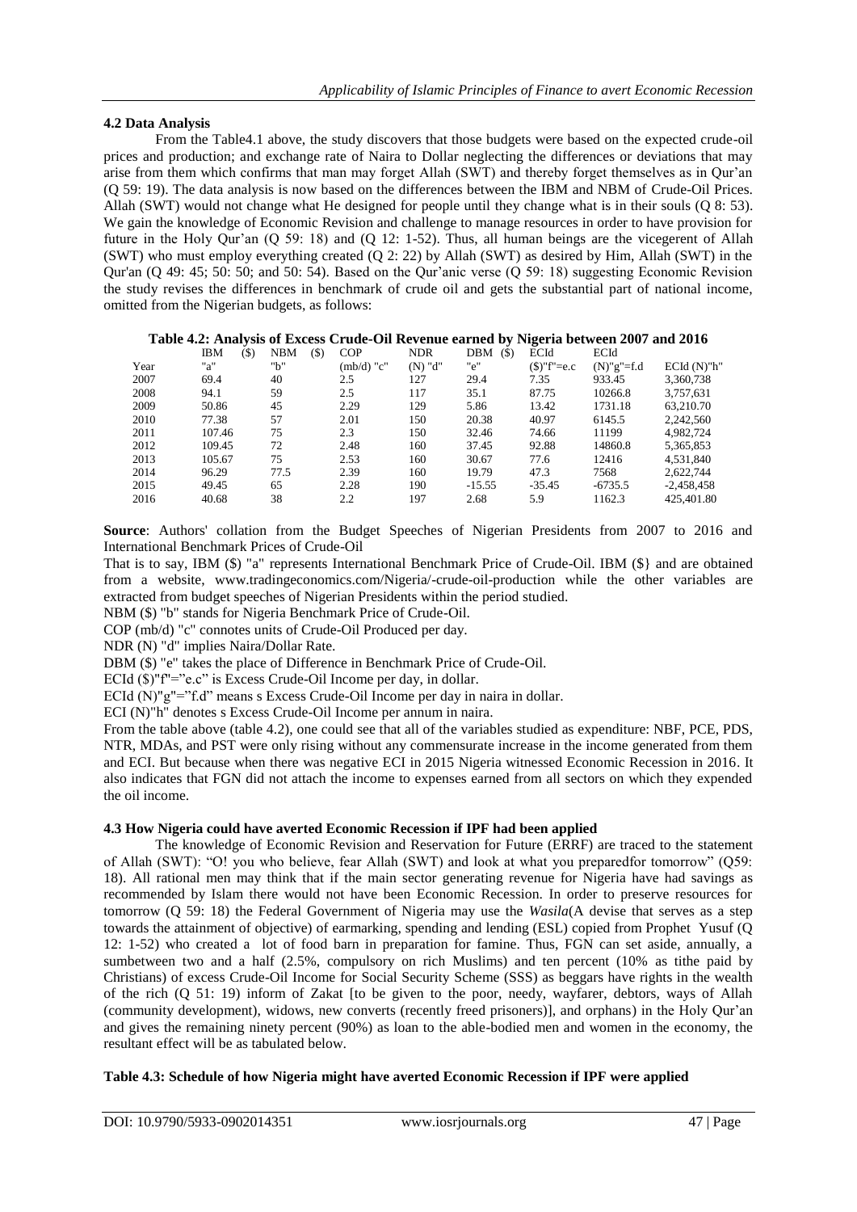### 4.2 Data Analysis

From the Table4.1 above, the study discovers that those budgets were based on the expected crude-oil prices and production; and exchange rate of Naira to Dollar neglecting the differences or deviations that may arise from them which confirms that man may forget Allah (SWT) and thereby forget themselves as in Qur'an (Q 59: 19). The data analysis is now based on the differences between the IBM and NBM of Crude-Oil Prices. Allah (SWT) would not change what He designed for people until they change what is in their souls (Q 8: 53). We gain the knowledge of Economic Revision and challenge to manage resources in order to have provision for future in the Holy Qur'an (Q 59: 18) and (Q 12: 1-52). Thus, all human beings are the vicegerent of Allah (SWT) who must employ everything created (Q 2: 22) by Allah (SWT) as desired by Him, Allah (SWT) in the Qur'an (Q 49: 45; 50: 50; and 50: 54). Based on the Qur'anic verse (Q 59: 18) suggesting Economic Revision the study revises the differences in benchmark of crude oil and gets the substantial part of national income, omitted from the Nigerian budgets, as follows:

**Table 4.2: Analysis of Excess Crude-Oil Revenue earned by Nigeria between 2007 and 2016**

| | IBM ($) | NBM ($) | COP | NDR | DBM ($) | ECId | ECId | |
|---|---|---|---|---|---|---|---|---|
| Year | "a" | "b" | (mb/d) "c" | (N) "d" | "e" | ($)"f"=e.c | (N)"g"=f.d | ECId (N)"h" |
| 2007 | 69.4 | 40 | 2.5 | 127 | 29.4 | 7.35 | 933.45 | 3,360,738 |
| 2008 | 94.1 | 59 | 2.5 | 117 | 35.1 | 87.75 | 10266.8 | 3,757,631 |
| 2009 | 50.86 | 45 | 2.29 | 129 | 5.86 | 13.42 | 1731.18 | 63,210.70 |
| 2010 | 77.38 | 57 | 2.01 | 150 | 20.38 | 40.97 | 6145.5 | 2,242,560 |
| 2011 | 107.46 | 75 | 2.3 | 150 | 32.46 | 74.66 | 11199 | 4,982,724 |
| 2012 | 109.45 | 72 | 2.48 | 160 | 37.45 | 92.88 | 14860.8 | 5,365,853 |
| 2013 | 105.67 | 75 | 2.53 | 160 | 30.67 | 77.6 | 12416 | 4,531,840 |
| 2014 | 96.29 | 77.5 | 2.39 | 160 | 19.79 | 47.3 | 7568 | 2,622,744 |
| 2015 | 49.45 | 65 | 2.28 | 190 | -15.55 | -35.45 | -6735.5 | -2,458,458 |
| 2016 | 40.68 | 38 | 2.2 | 197 | 2.68 | 5.9 | 1162.3 | 425,401.80 |

**Source**: Authors' collation from the Budget Speeches of Nigerian Presidents from 2007 to 2016 and International Benchmark Prices of Crude-Oil

That is to say, IBM ($) "a" represents International Benchmark Price of Crude-Oil. IBM ($} and are obtained from a website, www.tradingeconomics.com/Nigeria/-crude-oil-production while the other variables are extracted from budget speeches of Nigerian Presidents within the period studied.

NBM ($) "b" stands for Nigeria Benchmark Price of Crude-Oil.

COP (mb/d) "c" connotes units of Crude-Oil Produced per day.

NDR (N) "d" implies Naira/Dollar Rate.

DBM ($) "e" takes the place of Difference in Benchmark Price of Crude-Oil.

ECId ($)"f"="e.c" is Excess Crude-Oil Income per day, in dollar.

ECId (N)"g"="f.d" means s Excess Crude-Oil Income per day in naira in dollar.

ECI (N)"h" denotes s Excess Crude-Oil Income per annum in naira.

From the table above (table 4.2), one could see that all of the variables studied as expenditure: NBF, PCE, PDS, NTR, MDAs, and PST were only rising without any commensurate increase in the income generated from them and ECI. But because when there was negative ECI in 2015 Nigeria witnessed Economic Recession in 2016. It also indicates that FGN did not attach the income to expenses earned from all sectors on which they expended the oil income.

### 4.3 How Nigeria could have averted Economic Recession if IPF had been applied

The knowledge of Economic Revision and Reservation for Future (ERRF) are traced to the statement of Allah (SWT): "O! you who believe, fear Allah (SWT) and look at what you preparedfor tomorrow" (Q59: 18). All rational men may think that if the main sector generating revenue for Nigeria have had savings as recommended by Islam there would not have been Economic Recession. In order to preserve resources for tomorrow (Q 59: 18) the Federal Government of Nigeria may use the *Wasila*(A devise that serves as a step towards the attainment of objective) of earmarking, spending and lending (ESL) copied from Prophet Yusuf (Q 12: 1-52) who created a lot of food barn in preparation for famine. Thus, FGN can set aside, annually, a sumbetween two and a half (2.5%, compulsory on rich Muslims) and ten percent (10% as tithe paid by Christians) of excess Crude-Oil Income for Social Security Scheme (SSS) as beggars have rights in the wealth of the rich (Q 51: 19) inform of Zakat [to be given to the poor, needy, wayfarer, debtors, ways of Allah (community development), widows, new converts (recently freed prisoners)], and orphans) in the Holy Qur'an and gives the remaining ninety percent (90%) as loan to the able-bodied men and women in the economy, the resultant effect will be as tabulated below.

**Table 4.3: Schedule of how Nigeria might have averted Economic Recession if IPF were applied**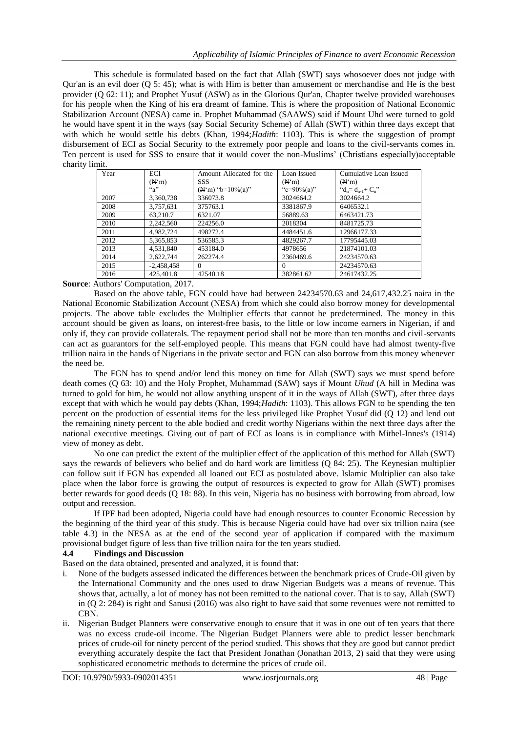This schedule is formulated based on the fact that Allah (SWT) says whosoever does not judge with Qur'an is an evil doer (Q 5: 45); what is with Him is better than amusement or merchandise and He is the best provider (Q 62: 11); and Prophet Yusuf (ASW) as in the Glorious Qur'an, Chapter twelve provided warehouses for his people when the King of his era dreamt of famine. This is where the proposition of National Economic Stabilization Account (NESA) came in. Prophet Muhammad (SAAWS) said if Mount Uhd were turned to gold he would have spent it in the ways (say Social Security Scheme) of Allah (SWT) within three days except that with which he would settle his debts (Khan, 1994;*Hadith*: 1103). This is where the suggestion of prompt disbursement of ECI as Social Security to the extremely poor people and loans to the civil-servants comes in. Ten percent is used for SSS to ensure that it would cover the non-Muslims' (Christians especially)acceptable charity limit.

| Year | ECI (₦'m) "a" | Amount Allocated for the SSS (₦'m) "b=10%(a)" | Loan Issued (₦'m) "c=90%(a)" | Cumulative Loan Issued (₦'m) "$d_n = d_{n-1} + C_n$" |
|---|---|---|---|---|
| 2007 | 3,360,738 | 336073.8 | 3024664.2 | 3024664.2 |
| 2008 | 3,757,631 | 375763.1 | 3381867.9 | 6406532.1 |
| 2009 | 63,210.7 | 6321.07 | 56889.63 | 6463421.73 |
| 2010 | 2,242,560 | 224256.0 | 2018304 | 8481725.73 |
| 2011 | 4,982,724 | 498272.4 | 4484451.6 | 12966177.33 |
| 2012 | 5,365,853 | 536585.3 | 4829267.7 | 17795445.03 |
| 2013 | 4,531,840 | 453184.0 | 4978656 | 21874101.03 |
| 2014 | 2,622,744 | 262274.4 | 2360469.6 | 24234570.63 |
| 2015 | -2,458,458 | 0 | 0 | 24234570.63 |
| 2016 | 425,401.8 | 42540.18 | 382861.62 | 24617432.25 |

**Source**: Authors' Computation, 2017.

Based on the above table, FGN could have had between 24234570.63 and 24,617,432.25 naira in the National Economic Stabilization Account (NESA) from which she could also borrow money for developmental projects. The above table excludes the Multiplier effects that cannot be predetermined. The money in this account should be given as loans, on interest-free basis, to the little or low income earners in Nigerian, if and only if, they can provide collaterals. The repayment period shall not be more than ten months and civil-servants can act as guarantors for the self-employed people. This means that FGN could have had almost twenty-five trillion naira in the hands of Nigerians in the private sector and FGN can also borrow from this money whenever the need be.

The FGN has to spend and/or lend this money on time for Allah (SWT) says we must spend before death comes (Q 63: 10) and the Holy Prophet, Muhammad (SAW) says if Mount *Uhud* (A hill in Medina was turned to gold for him, he would not allow anything unspent of it in the ways of Allah (SWT), after three days except that with which he would pay debts (Khan, 1994;*Hadith*: 1103). This allows FGN to be spending the ten percent on the production of essential items for the less privileged like Prophet Yusuf did (Q 12) and lend out the remaining ninety percent to the able bodied and credit worthy Nigerians within the next three days after the national executive meetings. Giving out of part of ECI as loans is in compliance with Mithel-Innes's (1914) view of money as debt.

No one can predict the extent of the multiplier effect of the application of this method for Allah (SWT) says the rewards of believers who belief and do hard work are limitless (Q 84: 25). The Keynesian multiplier can follow suit if FGN has expended all loaned out ECI as postulated above. Islamic Multiplier can also take place when the labor force is growing the output of resources is expected to grow for Allah (SWT) promises better rewards for good deeds (Q 18: 88). In this vein, Nigeria has no business with borrowing from abroad, low output and recession.

If IPF had been adopted, Nigeria could have had enough resources to counter Economic Recession by the beginning of the third year of this study. This is because Nigeria could have had over six trillion naira (see table 4.3) in the NESA as at the end of the second year of application if compared with the maximum provisional budget figure of less than five trillion naira for the ten years studied.

## 4.4 Findings and Discussion

Based on the data obtained, presented and analyzed, it is found that:

i. None of the budgets assessed indicated the differences between the benchmark prices of Crude-Oil given by the International Community and the ones used to draw Nigerian Budgets was a means of revenue. This shows that, actually, a lot of money has not been remitted to the national cover. That is to say, Allah (SWT) in (Q 2: 284) is right and Sanusi (2016) was also right to have said that some revenues were not remitted to CBN.

ii. Nigerian Budget Planners were conservative enough to ensure that it was in one out of ten years that there was no excess crude-oil income. The Nigerian Budget Planners were able to predict lesser benchmark prices of crude-oil for ninety percent of the period studied. This shows that they are good but cannot predict everything accurately despite the fact that President Jonathan (Jonathan 2013, 2) said that they were using sophisticated econometric methods to determine the prices of crude oil.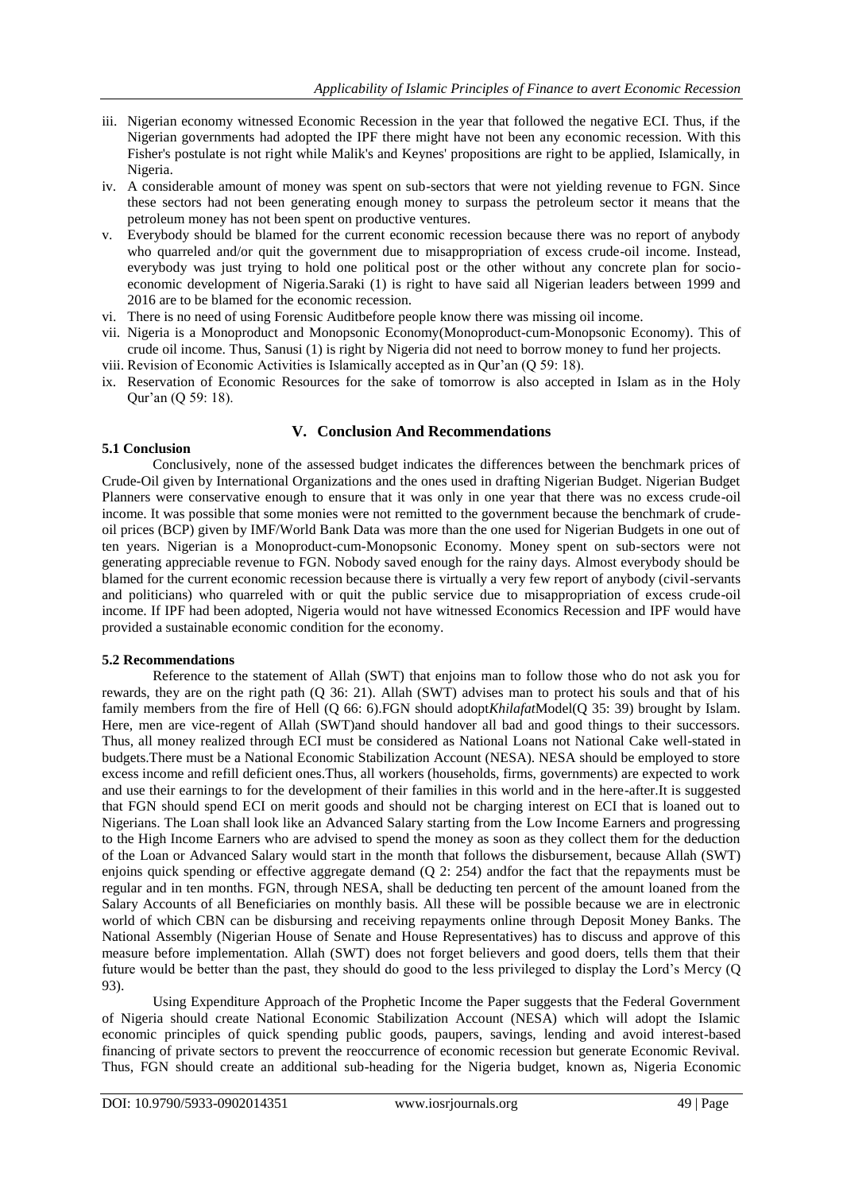iii. Nigerian economy witnessed Economic Recession in the year that followed the negative ECI. Thus, if the Nigerian governments had adopted the IPF there might have not been any economic recession. With this Fisher's postulate is not right while Malik's and Keynes' propositions are right to be applied, Islamically, in Nigeria.
iv. A considerable amount of money was spent on sub-sectors that were not yielding revenue to FGN. Since these sectors had not been generating enough money to surpass the petroleum sector it means that the petroleum money has not been spent on productive ventures.
v. Everybody should be blamed for the current economic recession because there was no report of anybody who quarreled and/or quit the government due to misappropriation of excess crude-oil income. Instead, everybody was just trying to hold one political post or the other without any concrete plan for socio-economic development of Nigeria.Saraki (1) is right to have said all Nigerian leaders between 1999 and 2016 are to be blamed for the economic recession.
vi. There is no need of using Forensic Auditbefore people know there was missing oil income.
vii. Nigeria is a Monoproduct and Monopsonic Economy(Monoproduct-cum-Monopsonic Economy). This of crude oil income. Thus, Sanusi (1) is right by Nigeria did not need to borrow money to fund her projects.
viii. Revision of Economic Activities is Islamically accepted as in Qur'an (Q 59: 18).
ix. Reservation of Economic Resources for the sake of tomorrow is also accepted in Islam as in the Holy Qur'an (Q 59: 18).

## V. Conclusion And Recommendations

### 5.1 Conclusion

Conclusively, none of the assessed budget indicates the differences between the benchmark prices of Crude-Oil given by International Organizations and the ones used in drafting Nigerian Budget. Nigerian Budget Planners were conservative enough to ensure that it was only in one year that there was no excess crude-oil income. It was possible that some monies were not remitted to the government because the benchmark of crude-oil prices (BCP) given by IMF/World Bank Data was more than the one used for Nigerian Budgets in one out of ten years. Nigerian is a Monoproduct-cum-Monopsonic Economy. Money spent on sub-sectors were not generating appreciable revenue to FGN. Nobody saved enough for the rainy days. Almost everybody should be blamed for the current economic recession because there is virtually a very few report of anybody (civil-servants and politicians) who quarreled with or quit the public service due to misappropriation of excess crude-oil income. If IPF had been adopted, Nigeria would not have witnessed Economics Recession and IPF would have provided a sustainable economic condition for the economy.

### 5.2 Recommendations

Reference to the statement of Allah (SWT) that enjoins man to follow those who do not ask you for rewards, they are on the right path (Q 36: 21). Allah (SWT) advises man to protect his souls and that of his family members from the fire of Hell (Q 66: 6).FGN should adopt*Khilafat*Model(Q 35: 39) brought by Islam. Here, men are vice-regent of Allah (SWT)and should handover all bad and good things to their successors. Thus, all money realized through ECI must be considered as National Loans not National Cake well-stated in budgets.There must be a National Economic Stabilization Account (NESA). NESA should be employed to store excess income and refill deficient ones.Thus, all workers (households, firms, governments) are expected to work and use their earnings to for the development of their families in this world and in the here-after.It is suggested that FGN should spend ECI on merit goods and should not be charging interest on ECI that is loaned out to Nigerians. The Loan shall look like an Advanced Salary starting from the Low Income Earners and progressing to the High Income Earners who are advised to spend the money as soon as they collect them for the deduction of the Loan or Advanced Salary would start in the month that follows the disbursement, because Allah (SWT) enjoins quick spending or effective aggregate demand (Q 2: 254) andfor the fact that the repayments must be regular and in ten months. FGN, through NESA, shall be deducting ten percent of the amount loaned from the Salary Accounts of all Beneficiaries on monthly basis. All these will be possible because we are in electronic world of which CBN can be disbursing and receiving repayments online through Deposit Money Banks. The National Assembly (Nigerian House of Senate and House Representatives) has to discuss and approve of this measure before implementation. Allah (SWT) does not forget believers and good doers, tells them that their future would be better than the past, they should do good to the less privileged to display the Lord's Mercy (Q 93).

Using Expenditure Approach of the Prophetic Income the Paper suggests that the Federal Government of Nigeria should create National Economic Stabilization Account (NESA) which will adopt the Islamic economic principles of quick spending public goods, paupers, savings, lending and avoid interest-based financing of private sectors to prevent the reoccurrence of economic recession but generate Economic Revival. Thus, FGN should create an additional sub-heading for the Nigeria budget, known as, Nigeria Economic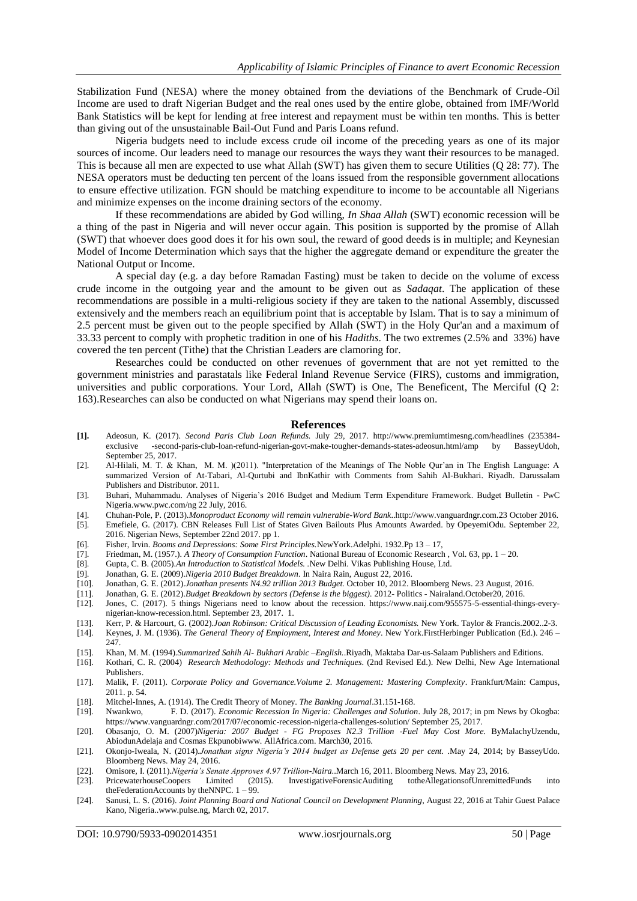Stabilization Fund (NESA) where the money obtained from the deviations of the Benchmark of Crude-Oil Income are used to draft Nigerian Budget and the real ones used by the entire globe, obtained from IMF/World Bank Statistics will be kept for lending at free interest and repayment must be within ten months. This is better than giving out of the unsustainable Bail-Out Fund and Paris Loans refund.

Nigeria budgets need to include excess crude oil income of the preceding years as one of its major sources of income. Our leaders need to manage our resources the ways they want their resources to be managed. This is because all men are expected to use what Allah (SWT) has given them to secure Utilities (Q 28: 77). The NESA operators must be deducting ten percent of the loans issued from the responsible government allocations to ensure effective utilization. FGN should be matching expenditure to income to be accountable all Nigerians and minimize expenses on the income draining sectors of the economy.

If these recommendations are abided by God willing, *In Shaa Allah* (SWT) economic recession will be a thing of the past in Nigeria and will never occur again. This position is supported by the promise of Allah (SWT) that whoever does good does it for his own soul, the reward of good deeds is in multiple; and Keynesian Model of Income Determination which says that the higher the aggregate demand or expenditure the greater the National Output or Income.

A special day (e.g. a day before Ramadan Fasting) must be taken to decide on the volume of excess crude income in the outgoing year and the amount to be given out as *Sadaqat*. The application of these recommendations are possible in a multi-religious society if they are taken to the national Assembly, discussed extensively and the members reach an equilibrium point that is acceptable by Islam. That is to say a minimum of 2.5 percent must be given out to the people specified by Allah (SWT) in the Holy Qur'an and a maximum of 33.33 percent to comply with prophetic tradition in one of his *Hadiths*. The two extremes (2.5% and 33%) have covered the ten percent (Tithe) that the Christian Leaders are clamoring for.

Researches could be conducted on other revenues of government that are not yet remitted to the government ministries and parastatals like Federal Inland Revenue Service (FIRS), customs and immigration, universities and public corporations. Your Lord, Allah (SWT) is One, The Beneficent, The Merciful (Q 2: 163).Researches can also be conducted on what Nigerians may spend their loans on.

## References

- **[1].** Adeosun, K. (2017). *Second Paris Club Loan Refunds.* July 29, 2017. http://www.premiumtimesng.com/headlines (235384-exclusive -second-paris-club-loan-refund-nigerian-govt-make-tougher-demands-states-adeosun.html/amp by BasseyUdoh, September 25, 2017.
- [2]. Al-Hilali, M. T. & Khan, M. M. )(2011). "Interpretation of the Meanings of The Noble Qur'an in The English Language: A summarized Version of At-Tabari, Al-Qurtubi and IbnKathir with Comments from Sahih Al-Bukhari. Riyadh. Darussalam Publishers and Distributor. 2011.
- [3]. Buhari, Muhammadu. Analyses of Nigeria's 2016 Budget and Medium Term Expenditure Framework. Budget Bulletin - PwC Nigeria.www.pwc.com/ng 22 July, 2016.
- [4]. Chuhan-Pole, P. (2013).*Monoproduct Economy will remain vulnerable-Word Bank*..http://www.vanguardngr.com.23 October 2016.
- [5]. Emefiele, G. (2017). CBN Releases Full List of States Given Bailouts Plus Amounts Awarded. by OpeyemiOdu. September 22, 2016. Nigerian News, September 22nd 2017. pp 1.
- [6]. Fisher, Irvin. *Booms and Depressions: Some First Principles.*NewYork.Adelphi. 1932.Pp 13 – 17,
- [7]. Friedman, M. (1957.). *A Theory of Consumption Function*. National Bureau of Economic Research , Vol. 63, pp. 1 – 20.
- [8]. Gupta, C. B. (2005).*An Introduction to Statistical Models.* .New Delhi. Vikas Publishing House, Ltd.
- [9]. Jonathan, G. E. (2009).*Nigeria 2010 Budget Breakdown*. In Naira Rain, August 22, 2016.
- [10]. Jonathan, G. E. (2012).*Jonathan presents N4.92 trillion 2013 Budget.* October 10, 2012. Bloomberg News. 23 August, 2016.
- [11]. Jonathan, G. E. (2012).*Budget Breakdown by sectors (Defense is the biggest).* 2012- Politics - Nairaland.October20, 2016.
- [12]. Jones, C. (2017). 5 things Nigerians need to know about the recession. https://www.naij.com/955575-5-essential-things-every-nigerian-know-recession.html. September 23, 2017. 1.
- [13]. Kerr, P. & Harcourt, G. (2002).*Joan Robinson: Critical Discussion of Leading Economists.* New York. Taylor & Francis.2002..2-3.
- [14]. Keynes, J. M. (1936). *The General Theory of Employment, Interest and Money*. New York.FirstHerbinger Publication (Ed.). 246 – 247.
- [15]. Khan, M. M. (1994).*Summarized Sahih Al- Bukhari Arabic –English.*.Riyadh, Maktaba Dar-us-Salaam Publishers and Editions.
- [16]. Kothari, C. R. (2004) *Research Methodology: Methods and Techniques*. (2nd Revised Ed.). New Delhi, New Age International Publishers.
- [17]. Malik, F. (2011). *Corporate Policy and Governance.Volume 2. Management: Mastering Complexity*. Frankfurt/Main: Campus, 2011. p. 54.
- [18]. Mitchel-Innes, A. (1914). The Credit Theory of Money. *The Banking Journal*.31.151-168.
- [19]. Nwankwo, F. D. (2017). *Economic Recession In Nigeria: Challenges and Solution*. July 28, 2017; in pm News by Okogba: https://www.vanguardngr.com/2017/07/economic-recession-nigeria-challenges-solution/ September 25, 2017.
- [20]. Obasanjo, O. M. (2007)*Nigeria: 2007 Budget - FG Proposes N2.3 Trillion -Fuel May Cost More.* ByMalachyUzendu, AbiodunAdelaja and Cosmas Ekpunobiwww. AllAfrica.com. March30, 2016.
- [21]. Okonjo-Iweala, N. (2014).*Jonathan signs Nigeria's 2014 budget as Defense gets 20 per cent.* .May 24, 2014; by BasseyUdo. Bloomberg News. May 24, 2016.
- [22]. Omisore, I. (2011).*Nigeria's Senate Approves 4.97 Trillion-Naira*..March 16, 2011. Bloomberg News. May 23, 2016.
- [23]. PricewaterhouseCoopers Limited (2015). InvestigativeForensicAuditing totheAllegationsofUnremittedFunds into theFederationAccounts by theNNPC. 1 – 99.
- [24]. Sanusi, L. S. (2016). *Joint Planning Board and National Council on Development Planning*, August 22, 2016 at Tahir Guest Palace Kano, Nigeria..www.pulse.ng, March 02, 2017.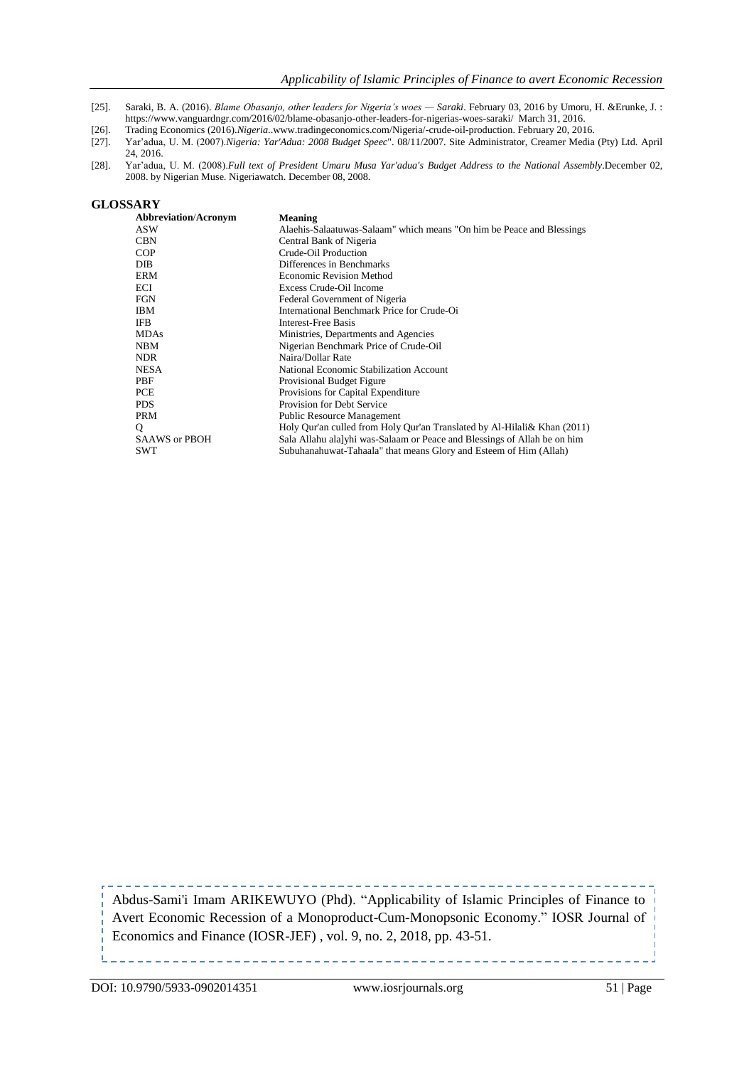[25]. Saraki, B. A. (2016). *Blame Obasanjo, other leaders for Nigeria's woes — Saraki*. February 03, 2016 by Umoru, H. &Erunke, J. : https://www.vanguardngr.com/2016/02/blame-obasanjo-other-leaders-for-nigerias-woes-saraki/ March 31, 2016.

[26]. Trading Economics (2016).*Nigeria*..www.tradingeconomics.com/Nigeria/-crude-oil-production. February 20, 2016.

[27]. Yar'adua, U. M. (2007).*Nigeria: Yar'Adua: 2008 Budget Speec*". 08/11/2007. Site Administrator, Creamer Media (Pty) Ltd. April 24, 2016.

[28]. Yar'adua, U. M. (2008).*Full text of President Umaru Musa Yar'adua's Budget Address to the National Assembly*.December 02, 2008. by Nigerian Muse. Nigeriawatch. December 08, 2008.

## GLOSSARY

| Abbreviation/Acronym | Meaning |
| --- | --- |
| ASW | Alaehis-Salaatuwas-Salaam" which means "On him be Peace and Blessings |
| CBN | Central Bank of Nigeria |
| COP | Crude-Oil Production |
| DIB | Differences in Benchmarks |
| ERM | Economic Revision Method |
| ECI | Excess Crude-Oil Income |
| FGN | Federal Government of Nigeria |
| IBM | International Benchmark Price for Crude-Oi |
| IFB | Interest-Free Basis |
| MDAs | Ministries, Departments and Agencies |
| NBM | Nigerian Benchmark Price of Crude-Oil |
| NDR | Naira/Dollar Rate |
| NESA | National Economic Stabilization Account |
| PBF | Provisional Budget Figure |
| PCE | Provisions for Capital Expenditure |
| PDS | Provision for Debt Service |
| PRM | Public Resource Management |
| Q | Holy Qur'an culled from Holy Qur'an Translated by Al-Hilali& Khan (2011) |
| SAAWS or PBOH | Sala Allahu ala]yhi was-Salaam or Peace and Blessings of Allah be on him |
| SWT | Subuhanahuwat-Tahaala" that means Glory and Esteem of Him (Allah) |

Abdus-Sami'i Imam ARIKEWUYO (Phd). "Applicability of Islamic Principles of Finance to Avert Economic Recession of a Monoproduct-Cum-Monopsonic Economy." IOSR Journal of Economics and Finance (IOSR-JEF) , vol. 9, no. 2, 2018, pp. 43-51.